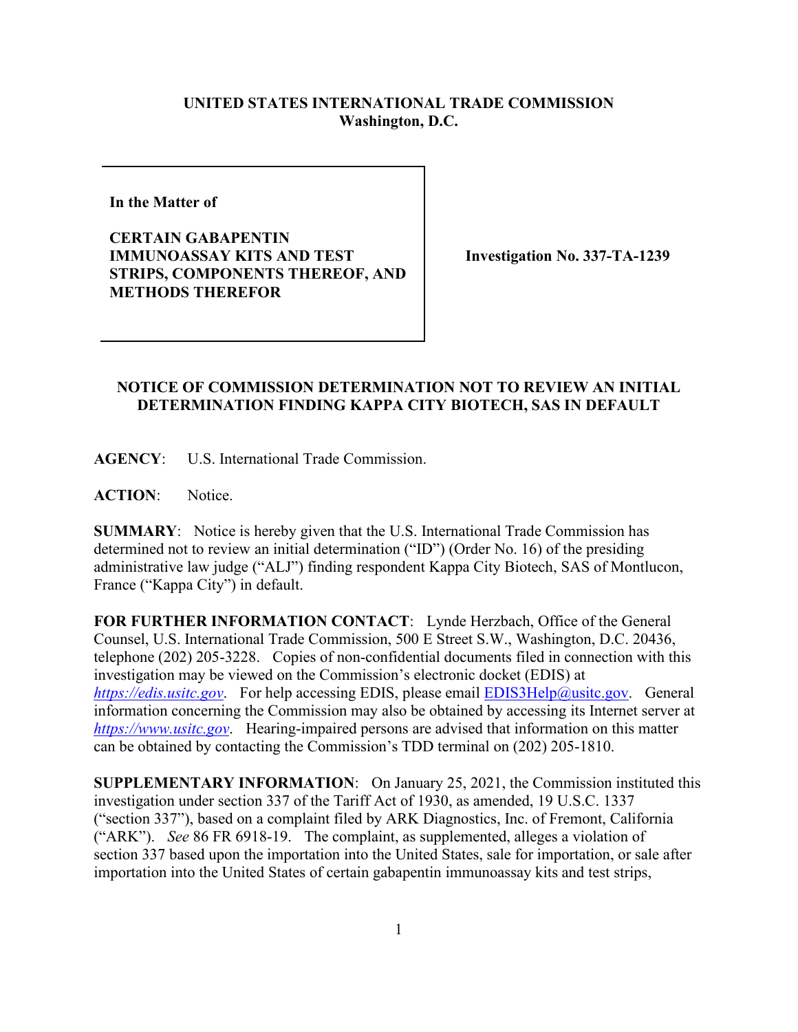**UNITED STATES INTERNATIONAL TRADE COMMISSION**
**Washington, D.C.**

| **In the Matter of**<br><br>**CERTAIN GABAPENTIN IMMUNOASSAY KITS AND TEST STRIPS, COMPONENTS THEREOF, AND METHODS THEREFOR** | **Investigation No. 337-TA-1239** |
|---|---|

## NOTICE OF COMMISSION DETERMINATION NOT TO REVIEW AN INITIAL DETERMINATION FINDING KAPPA CITY BIOTECH, SAS IN DEFAULT

**AGENCY**: U.S. International Trade Commission.

**ACTION**: Notice.

**SUMMARY**: Notice is hereby given that the U.S. International Trade Commission has determined not to review an initial determination ("ID") (Order No. 16) of the presiding administrative law judge ("ALJ") finding respondent Kappa City Biotech, SAS of Montlucon, France ("Kappa City") in default.

**FOR FURTHER INFORMATION CONTACT**: Lynde Herzbach, Office of the General Counsel, U.S. International Trade Commission, 500 E Street S.W., Washington, D.C. 20436, telephone (202) 205-3228. Copies of non-confidential documents filed in connection with this investigation may be viewed on the Commission's electronic docket (EDIS) at *https://edis.usitc.gov*. For help accessing EDIS, please email EDIS3Help@usitc.gov. General information concerning the Commission may also be obtained by accessing its Internet server at *https://www.usitc.gov*. Hearing-impaired persons are advised that information on this matter can be obtained by contacting the Commission's TDD terminal on (202) 205-1810.

**SUPPLEMENTARY INFORMATION**: On January 25, 2021, the Commission instituted this investigation under section 337 of the Tariff Act of 1930, as amended, 19 U.S.C. 1337 ("section 337"), based on a complaint filed by ARK Diagnostics, Inc. of Fremont, California ("ARK"). *See* 86 FR 6918-19. The complaint, as supplemented, alleges a violation of section 337 based upon the importation into the United States, sale for importation, or sale after importation into the United States of certain gabapentin immunoassay kits and test strips,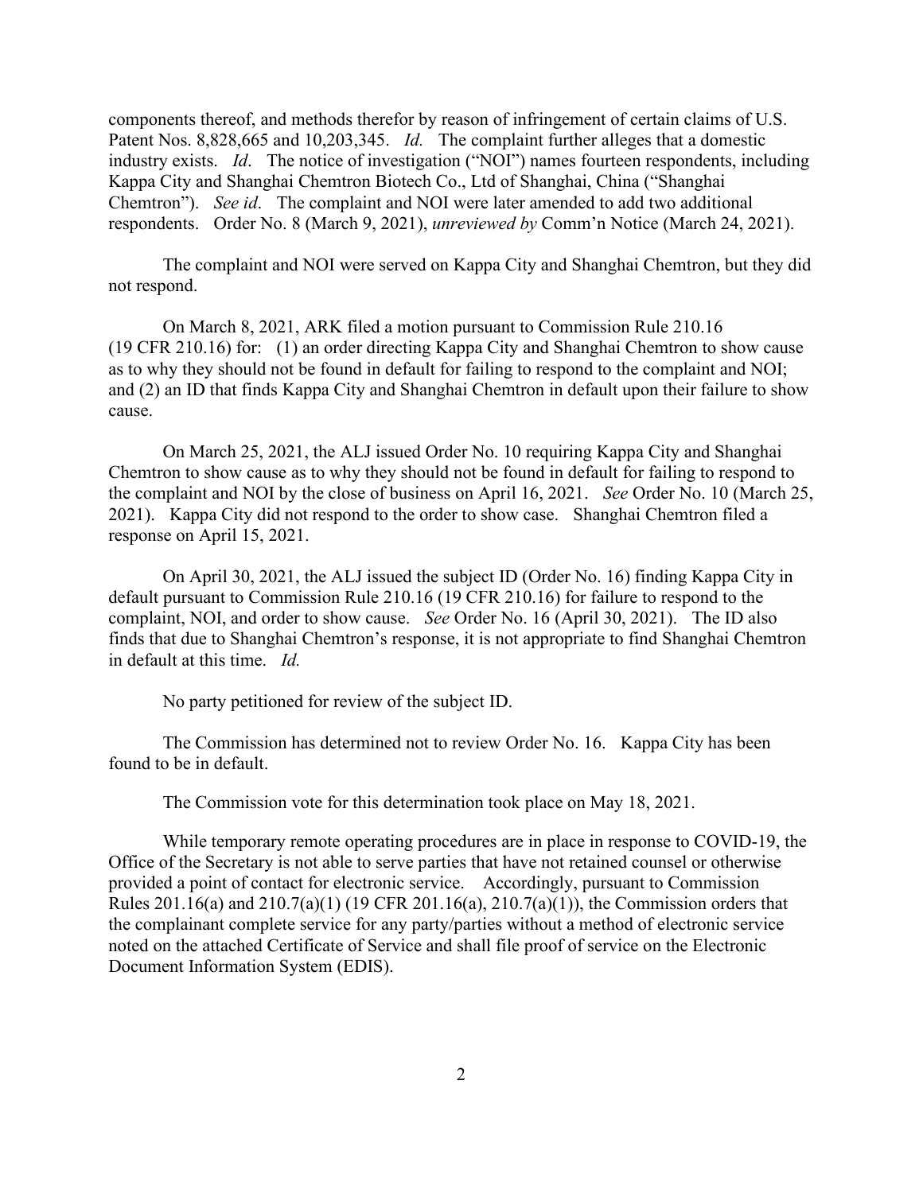components thereof, and methods therefor by reason of infringement of certain claims of U.S. Patent Nos. 8,828,665 and 10,203,345. *Id.* The complaint further alleges that a domestic industry exists. *Id*. The notice of investigation ("NOI") names fourteen respondents, including Kappa City and Shanghai Chemtron Biotech Co., Ltd of Shanghai, China ("Shanghai Chemtron"). *See id*. The complaint and NOI were later amended to add two additional respondents. Order No. 8 (March 9, 2021), *unreviewed by* Comm'n Notice (March 24, 2021).

The complaint and NOI were served on Kappa City and Shanghai Chemtron, but they did not respond.

On March 8, 2021, ARK filed a motion pursuant to Commission Rule 210.16 (19 CFR 210.16) for: (1) an order directing Kappa City and Shanghai Chemtron to show cause as to why they should not be found in default for failing to respond to the complaint and NOI; and (2) an ID that finds Kappa City and Shanghai Chemtron in default upon their failure to show cause.

On March 25, 2021, the ALJ issued Order No. 10 requiring Kappa City and Shanghai Chemtron to show cause as to why they should not be found in default for failing to respond to the complaint and NOI by the close of business on April 16, 2021. *See* Order No. 10 (March 25, 2021). Kappa City did not respond to the order to show case. Shanghai Chemtron filed a response on April 15, 2021.

On April 30, 2021, the ALJ issued the subject ID (Order No. 16) finding Kappa City in default pursuant to Commission Rule 210.16 (19 CFR 210.16) for failure to respond to the complaint, NOI, and order to show cause. *See* Order No. 16 (April 30, 2021). The ID also finds that due to Shanghai Chemtron's response, it is not appropriate to find Shanghai Chemtron in default at this time. *Id.*

No party petitioned for review of the subject ID.

The Commission has determined not to review Order No. 16. Kappa City has been found to be in default.

The Commission vote for this determination took place on May 18, 2021.

While temporary remote operating procedures are in place in response to COVID-19, the Office of the Secretary is not able to serve parties that have not retained counsel or otherwise provided a point of contact for electronic service. Accordingly, pursuant to Commission Rules 201.16(a) and 210.7(a)(1) (19 CFR 201.16(a), 210.7(a)(1)), the Commission orders that the complainant complete service for any party/parties without a method of electronic service noted on the attached Certificate of Service and shall file proof of service on the Electronic Document Information System (EDIS).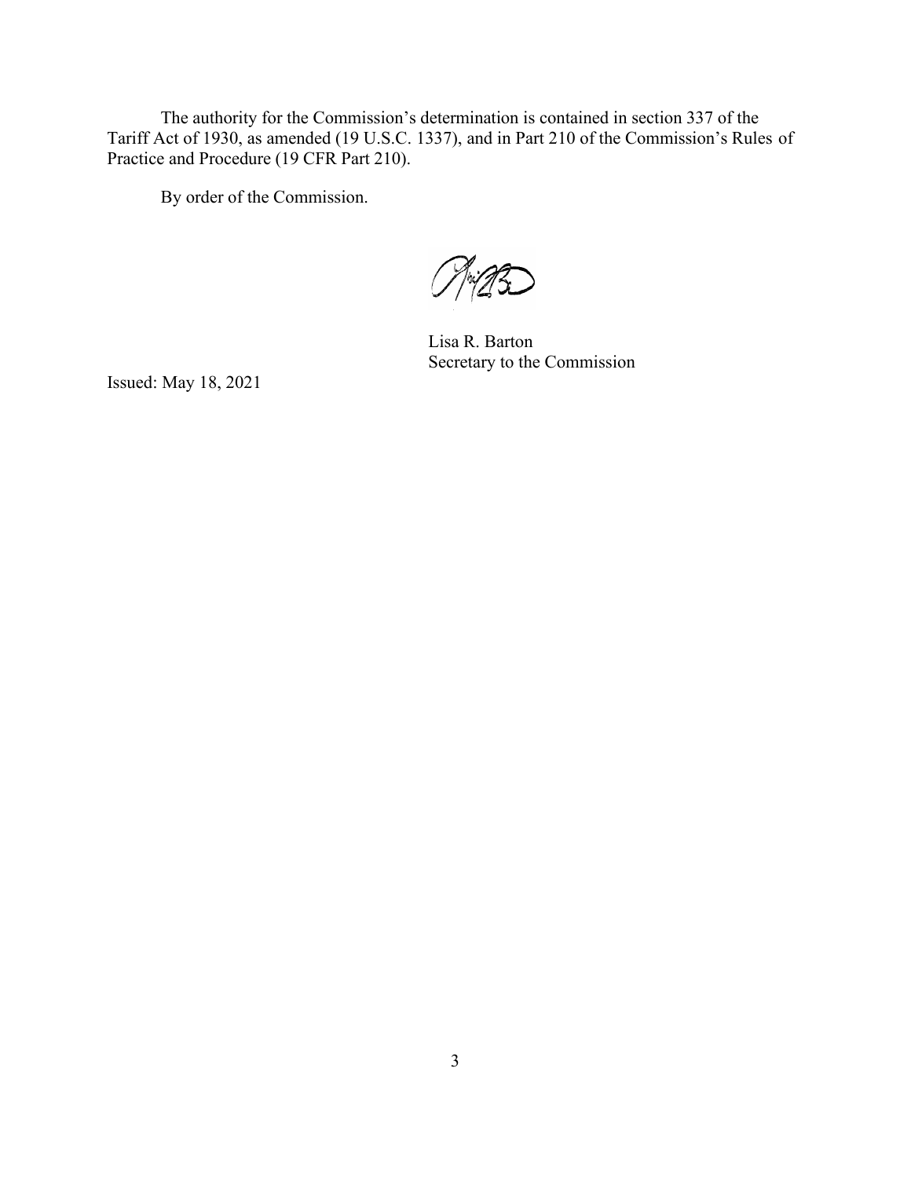The authority for the Commission's determination is contained in section 337 of the Tariff Act of 1930, as amended (19 U.S.C. 1337), and in Part 210 of the Commission's Rules of Practice and Procedure (19 CFR Part 210).

By order of the Commission.

Lisa R. Barton
Secretary to the Commission

Issued: May 18, 2021